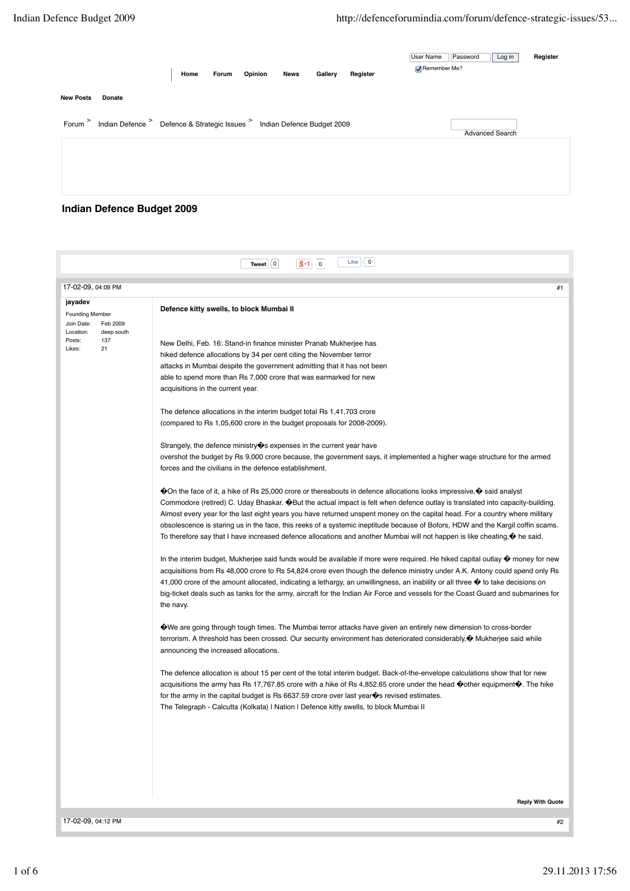Home Forum Opinion News Gallery Register

New Posts Donate

Forum > Indian Defence > Defence & Strategic Issues > Indian Defence Budget 2009

# Indian Defence Budget 2009

17-02-09, 04:09 PM #1

**jayadev**
Founding Member
Join Date: Feb 2009
Location: deep south
Posts: 137
Likes: 21

**Defence kitty swells, to block Mumbai II**

New Delhi, Feb. 16: Stand-in finance minister Pranab Mukherjee has hiked defence allocations by 34 per cent citing the November terror attacks in Mumbai despite the government admitting that it has not been able to spend more than Rs 7,000 crore that was earmarked for new acquisitions in the current year.

The defence allocations in the interim budget total Rs 1,41,703 crore (compared to Rs 1,05,600 crore in the budget proposals for 2008-2009).

Strangely, the defence ministry�s expenses in the current year have overshot the budget by Rs 9,000 crore because, the government says, it implemented a higher wage structure for the armed forces and the civilians in the defence establishment.

�On the face of it, a hike of Rs 25,000 crore or thereabouts in defence allocations looks impressive,� said analyst Commodore (retired) C. Uday Bhaskar. �But the actual impact is felt when defence outlay is translated into capacity-building. Almost every year for the last eight years you have returned unspent money on the capital head. For a country where military obsolescence is staring us in the face, this reeks of a systemic ineptitude because of Bofors, HDW and the Kargil coffin scams. To therefore say that I have increased defence allocations and another Mumbai will not happen is like cheating,� he said.

In the interim budget, Mukherjee said funds would be available if more were required. He hiked capital outlay � money for new acquisitions from Rs 48,000 crore to Rs 54,824 crore even though the defence ministry under A.K. Antony could spend only Rs 41,000 crore of the amount allocated, indicating a lethargy, an unwillingness, an inability or all three � to take decisions on big-ticket deals such as tanks for the army, aircraft for the Indian Air Force and vessels for the Coast Guard and submarines for the navy.

�We are going through tough times. The Mumbai terror attacks have given an entirely new dimension to cross-border terrorism. A threshold has been crossed. Our security environment has deteriorated considerably,� Mukherjee said while announcing the increased allocations.

The defence allocation is about 15 per cent of the total interim budget. Back-of-the-envelope calculations show that for new acquisitions the army has Rs 17,767.85 crore with a hike of Rs 4,852.65 crore under the head �other equipment�. The hike for the army in the capital budget is Rs 6637.59 crore over last year�s revised estimates.
The Telegraph - Calcutta (Kolkata) | Nation | Defence kitty swells, to block Mumbai II

Reply With Quote

17-02-09, 04:12 PM #2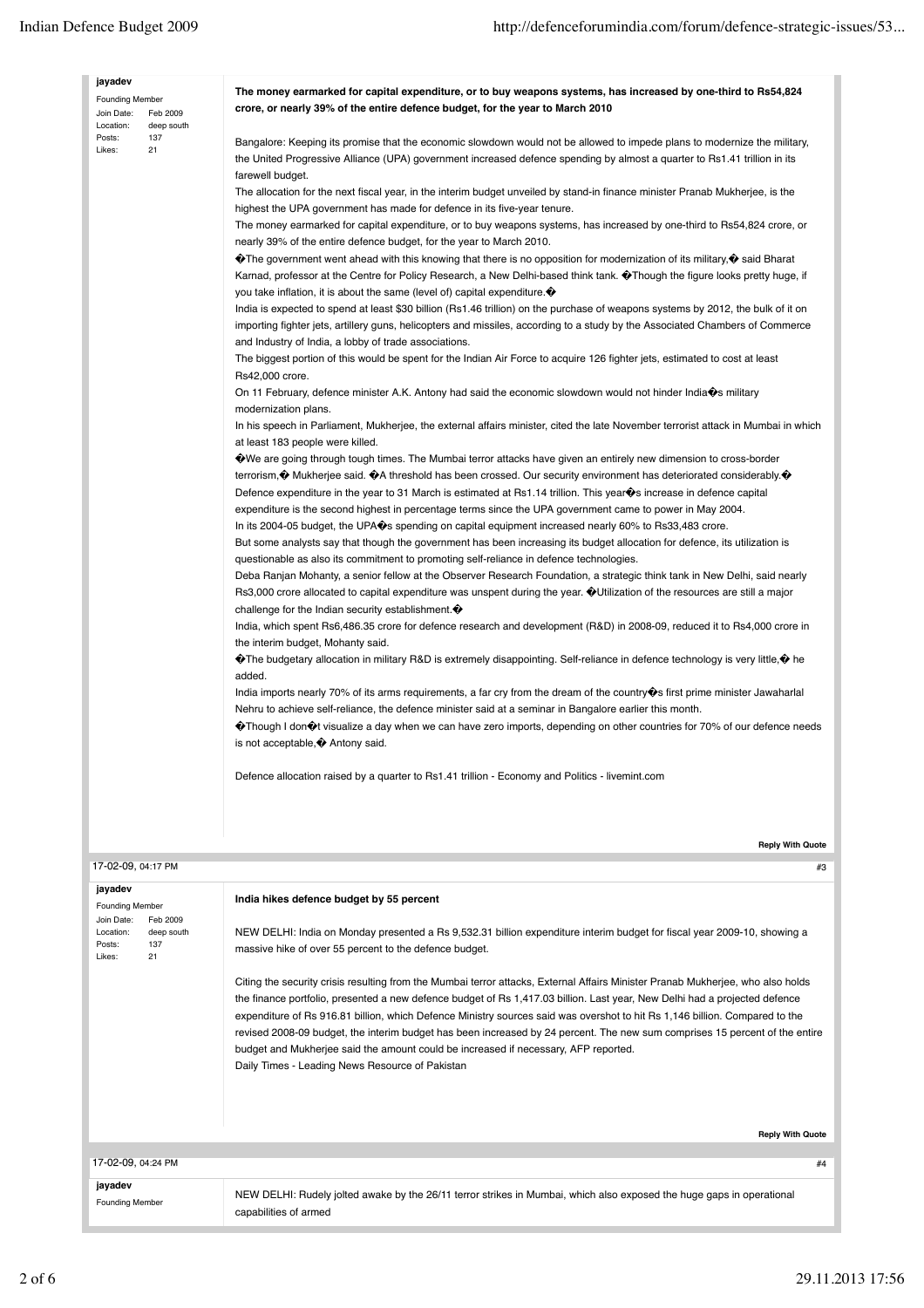**jayadev**
Founding Member
Join Date: Feb 2009
Location: deep south
Posts: 137
Likes: 21

**The money earmarked for capital expenditure, or to buy weapons systems, has increased by one-third to Rs54,824 crore, or nearly 39% of the entire defence budget, for the year to March 2010**

Bangalore: Keeping its promise that the economic slowdown would not be allowed to impede plans to modernize the military, the United Progressive Alliance (UPA) government increased defence spending by almost a quarter to Rs1.41 trillion in its farewell budget.
The allocation for the next fiscal year, in the interim budget unveiled by stand-in finance minister Pranab Mukherjee, is the highest the UPA government has made for defence in its five-year tenure.
The money earmarked for capital expenditure, or to buy weapons systems, has increased by one-third to Rs54,824 crore, or nearly 39% of the entire defence budget, for the year to March 2010.
�The government went ahead with this knowing that there is no opposition for modernization of its military,� said Bharat Karnad, professor at the Centre for Policy Research, a New Delhi-based think tank. �Though the figure looks pretty huge, if you take inflation, it is about the same (level of) capital expenditure.�
India is expected to spend at least $30 billion (Rs1.46 trillion) on the purchase of weapons systems by 2012, the bulk of it on importing fighter jets, artillery guns, helicopters and missiles, according to a study by the Associated Chambers of Commerce and Industry of India, a lobby of trade associations.
The biggest portion of this would be spent for the Indian Air Force to acquire 126 fighter jets, estimated to cost at least Rs42,000 crore.
On 11 February, defence minister A.K. Antony had said the economic slowdown would not hinder India�s military modernization plans.
In his speech in Parliament, Mukherjee, the external affairs minister, cited the late November terrorist attack in Mumbai in which at least 183 people were killed.
�We are going through tough times. The Mumbai terror attacks have given an entirely new dimension to cross-border terrorism,� Mukherjee said. �A threshold has been crossed. Our security environment has deteriorated considerably.�
Defence expenditure in the year to 31 March is estimated at Rs1.14 trillion. This year�s increase in defence capital expenditure is the second highest in percentage terms since the UPA government came to power in May 2004.
In its 2004-05 budget, the UPA�s spending on capital equipment increased nearly 60% to Rs33,483 crore.
But some analysts say that though the government has been increasing its budget allocation for defence, its utilization is questionable as also its commitment to promoting self-reliance in defence technologies.
Deba Ranjan Mohanty, a senior fellow at the Observer Research Foundation, a strategic think tank in New Delhi, said nearly Rs3,000 crore allocated to capital expenditure was unspent during the year. �Utilization of the resources are still a major challenge for the Indian security establishment.�
India, which spent Rs6,486.35 crore for defence research and development (R&D) in 2008-09, reduced it to Rs4,000 crore in the interim budget, Mohanty said.
�The budgetary allocation in military R&D is extremely disappointing. Self-reliance in defence technology is very little,� he added.
India imports nearly 70% of its arms requirements, a far cry from the dream of the country�s first prime minister Jawaharlal Nehru to achieve self-reliance, the defence minister said at a seminar in Bangalore earlier this month.
�Though I don�t visualize a day when we can have zero imports, depending on other countries for 70% of our defence needs is not acceptable,� Antony said.

Defence allocation raised by a quarter to Rs1.41 trillion - Economy and Politics - livemint.com

**Reply With Quote**

17-02-09, 04:17 PM #3

**jayadev**
Founding Member
Join Date: Feb 2009
Location: deep south
Posts: 137
Likes: 21

**India hikes defence budget by 55 percent**

NEW DELHI: India on Monday presented a Rs 9,532.31 billion expenditure interim budget for fiscal year 2009-10, showing a massive hike of over 55 percent to the defence budget.

Citing the security crisis resulting from the Mumbai terror attacks, External Affairs Minister Pranab Mukherjee, who also holds the finance portfolio, presented a new defence budget of Rs 1,417.03 billion. Last year, New Delhi had a projected defence expenditure of Rs 916.81 billion, which Defence Ministry sources said was overshot to hit Rs 1,146 billion. Compared to the revised 2008-09 budget, the interim budget has been increased by 24 percent. The new sum comprises 15 percent of the entire budget and Mukherjee said the amount could be increased if necessary, AFP reported.
Daily Times - Leading News Resource of Pakistan

**Reply With Quote**

17-02-09, 04:24 PM #4

**jayadev**
Founding Member

NEW DELHI: Rudely jolted awake by the 26/11 terror strikes in Mumbai, which also exposed the huge gaps in operational capabilities of armed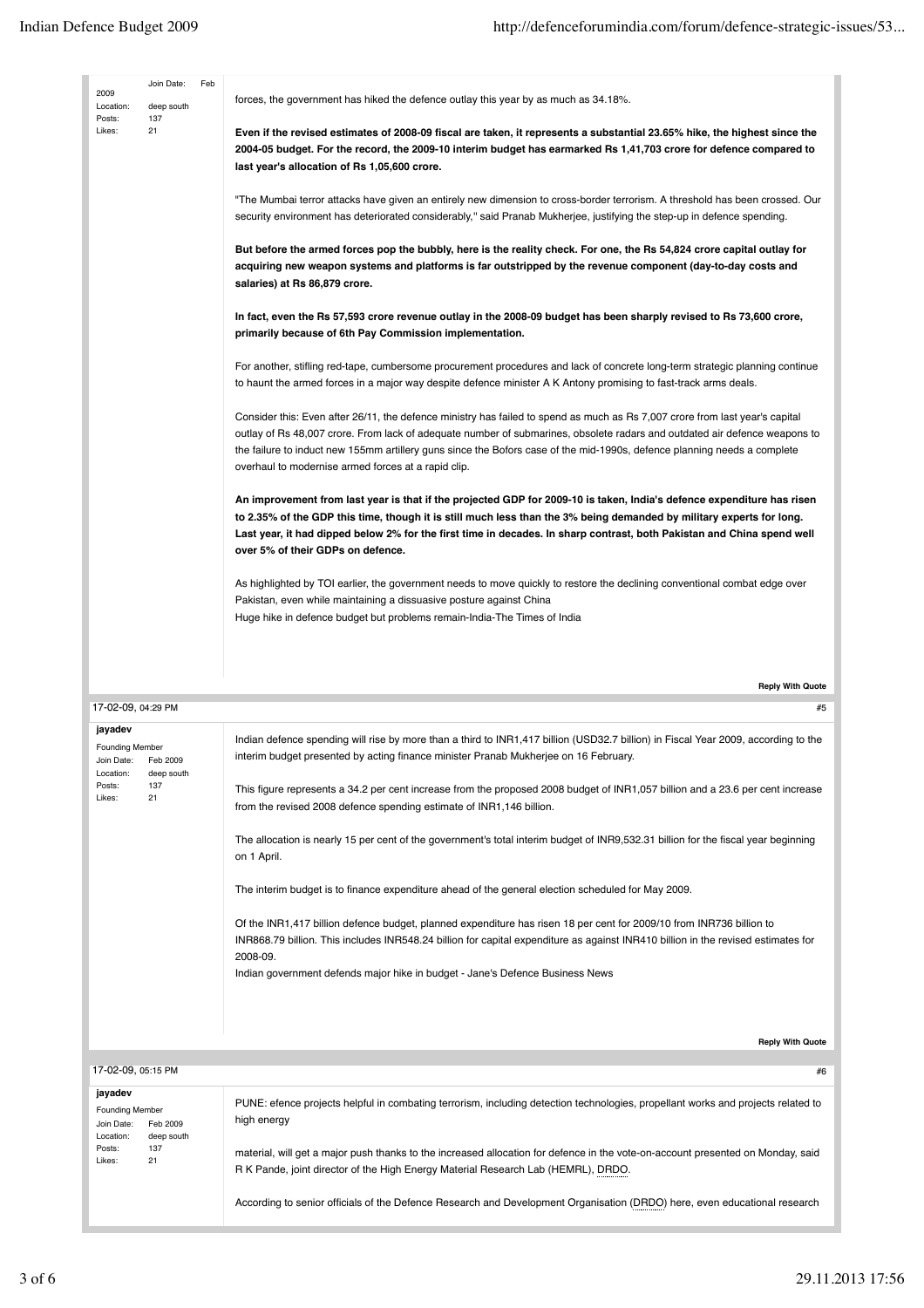Join Date: Feb 2009
Location: deep south
Posts: 137
Likes: 21

forces, the government has hiked the defence outlay this year by as much as 34.18%.

**Even if the revised estimates of 2008-09 fiscal are taken, it represents a substantial 23.65% hike, the highest since the 2004-05 budget. For the record, the 2009-10 interim budget has earmarked Rs 1,41,703 crore for defence compared to last year's allocation of Rs 1,05,600 crore.**

"The Mumbai terror attacks have given an entirely new dimension to cross-border terrorism. A threshold has been crossed. Our security environment has deteriorated considerably," said Pranab Mukherjee, justifying the step-up in defence spending.

**But before the armed forces pop the bubbly, here is the reality check. For one, the Rs 54,824 crore capital outlay for acquiring new weapon systems and platforms is far outstripped by the revenue component (day-to-day costs and salaries) at Rs 86,879 crore.**

**In fact, even the Rs 57,593 crore revenue outlay in the 2008-09 budget has been sharply revised to Rs 73,600 crore, primarily because of 6th Pay Commission implementation.**

For another, stifling red-tape, cumbersome procurement procedures and lack of concrete long-term strategic planning continue to haunt the armed forces in a major way despite defence minister A K Antony promising to fast-track arms deals.

Consider this: Even after 26/11, the defence ministry has failed to spend as much as Rs 7,007 crore from last year's capital outlay of Rs 48,007 crore. From lack of adequate number of submarines, obsolete radars and outdated air defence weapons to the failure to induct new 155mm artillery guns since the Bofors case of the mid-1990s, defence planning needs a complete overhaul to modernise armed forces at a rapid clip.

**An improvement from last year is that if the projected GDP for 2009-10 is taken, India's defence expenditure has risen to 2.35% of the GDP this time, though it is still much less than the 3% being demanded by military experts for long. Last year, it had dipped below 2% for the first time in decades. In sharp contrast, both Pakistan and China spend well over 5% of their GDPs on defence.**

As highlighted by TOI earlier, the government needs to move quickly to restore the declining conventional combat edge over Pakistan, even while maintaining a dissuasive posture against China
Huge hike in defence budget but problems remain-India-The Times of India

Reply With Quote

---

17-02-09, 04:29 PM #5

**jayadev**
Founding Member
Join Date: Feb 2009
Location: deep south
Posts: 137
Likes: 21

Indian defence spending will rise by more than a third to INR1,417 billion (USD32.7 billion) in Fiscal Year 2009, according to the interim budget presented by acting finance minister Pranab Mukherjee on 16 February.

This figure represents a 34.2 per cent increase from the proposed 2008 budget of INR1,057 billion and a 23.6 per cent increase from the revised 2008 defence spending estimate of INR1,146 billion.

The allocation is nearly 15 per cent of the government's total interim budget of INR9,532.31 billion for the fiscal year beginning on 1 April.

The interim budget is to finance expenditure ahead of the general election scheduled for May 2009.

Of the INR1,417 billion defence budget, planned expenditure has risen 18 per cent for 2009/10 from INR736 billion to INR868.79 billion. This includes INR548.24 billion for capital expenditure as against INR410 billion in the revised estimates for 2008-09.
Indian government defends major hike in budget - Jane's Defence Business News

Reply With Quote

---

17-02-09, 05:15 PM #6

**jayadev**
Founding Member
Join Date: Feb 2009
Location: deep south
Posts: 137
Likes: 21

PUNE: efence projects helpful in combating terrorism, including detection technologies, propellant works and projects related to high energy

material, will get a major push thanks to the increased allocation for defence in the vote-on-account presented on Monday, said R K Pande, joint director of the High Energy Material Research Lab (HEMRL), DRDO.

According to senior officials of the Defence Research and Development Organisation (DRDO) here, even educational research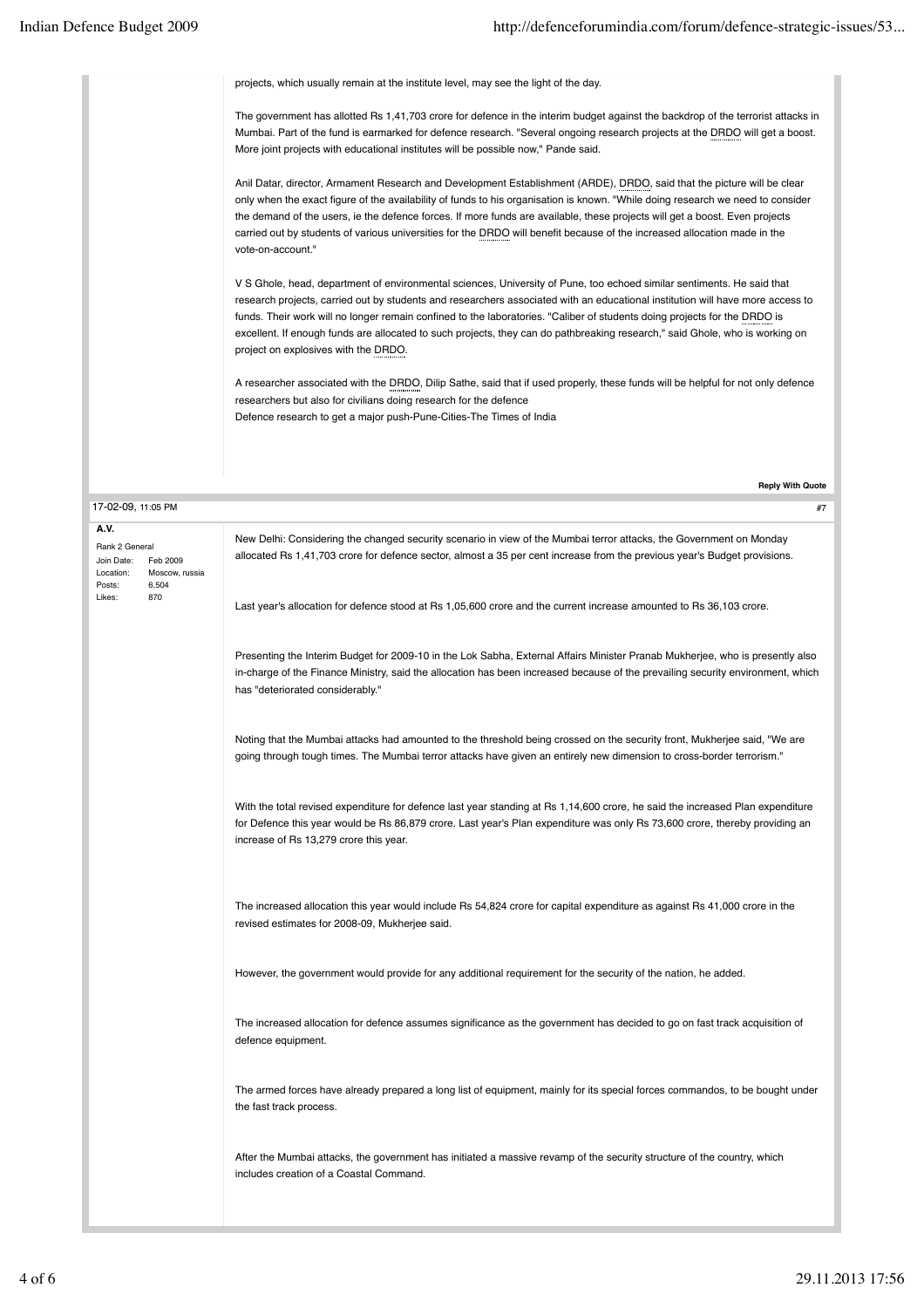projects, which usually remain at the institute level, may see the light of the day.

The government has allotted Rs 1,41,703 crore for defence in the interim budget against the backdrop of the terrorist attacks in Mumbai. Part of the fund is earmarked for defence research. "Several ongoing research projects at the DRDO will get a boost. More joint projects with educational institutes will be possible now," Pande said.

Anil Datar, director, Armament Research and Development Establishment (ARDE), DRDO, said that the picture will be clear only when the exact figure of the availability of funds to his organisation is known. "While doing research we need to consider the demand of the users, ie the defence forces. If more funds are available, these projects will get a boost. Even projects carried out by students of various universities for the DRDO will benefit because of the increased allocation made in the vote-on-account."

V S Ghole, head, department of environmental sciences, University of Pune, too echoed similar sentiments. He said that research projects, carried out by students and researchers associated with an educational institution will have more access to funds. Their work will no longer remain confined to the laboratories. "Caliber of students doing projects for the DRDO is excellent. If enough funds are allocated to such projects, they can do pathbreaking research," said Ghole, who is working on project on explosives with the DRDO.

A researcher associated with the DRDO, Dilip Sathe, said that if used properly, these funds will be helpful for not only defence researchers but also for civilians doing research for the defence
Defence research to get a major push-Pune-Cities-The Times of India

Reply With Quote

---

17-02-09, 11:05 PM #7

**A.V.**
Rank 2 General
Join Date: Feb 2009
Location: Moscow, russia
Posts: 6,504
Likes: 870

New Delhi: Considering the changed security scenario in view of the Mumbai terror attacks, the Government on Monday allocated Rs 1,41,703 crore for defence sector, almost a 35 per cent increase from the previous year's Budget provisions.

Last year's allocation for defence stood at Rs 1,05,600 crore and the current increase amounted to Rs 36,103 crore.

Presenting the Interim Budget for 2009-10 in the Lok Sabha, External Affairs Minister Pranab Mukherjee, who is presently also in-charge of the Finance Ministry, said the allocation has been increased because of the prevailing security environment, which has "deteriorated considerably."

Noting that the Mumbai attacks had amounted to the threshold being crossed on the security front, Mukherjee said, "We are going through tough times. The Mumbai terror attacks have given an entirely new dimension to cross-border terrorism."

With the total revised expenditure for defence last year standing at Rs 1,14,600 crore, he said the increased Plan expenditure for Defence this year would be Rs 86,879 crore. Last year's Plan expenditure was only Rs 73,600 crore, thereby providing an increase of Rs 13,279 crore this year.

The increased allocation this year would include Rs 54,824 crore for capital expenditure as against Rs 41,000 crore in the revised estimates for 2008-09, Mukherjee said.

However, the government would provide for any additional requirement for the security of the nation, he added.

The increased allocation for defence assumes significance as the government has decided to go on fast track acquisition of defence equipment.

The armed forces have already prepared a long list of equipment, mainly for its special forces commandos, to be bought under the fast track process.

After the Mumbai attacks, the government has initiated a massive revamp of the security structure of the country, which includes creation of a Coastal Command.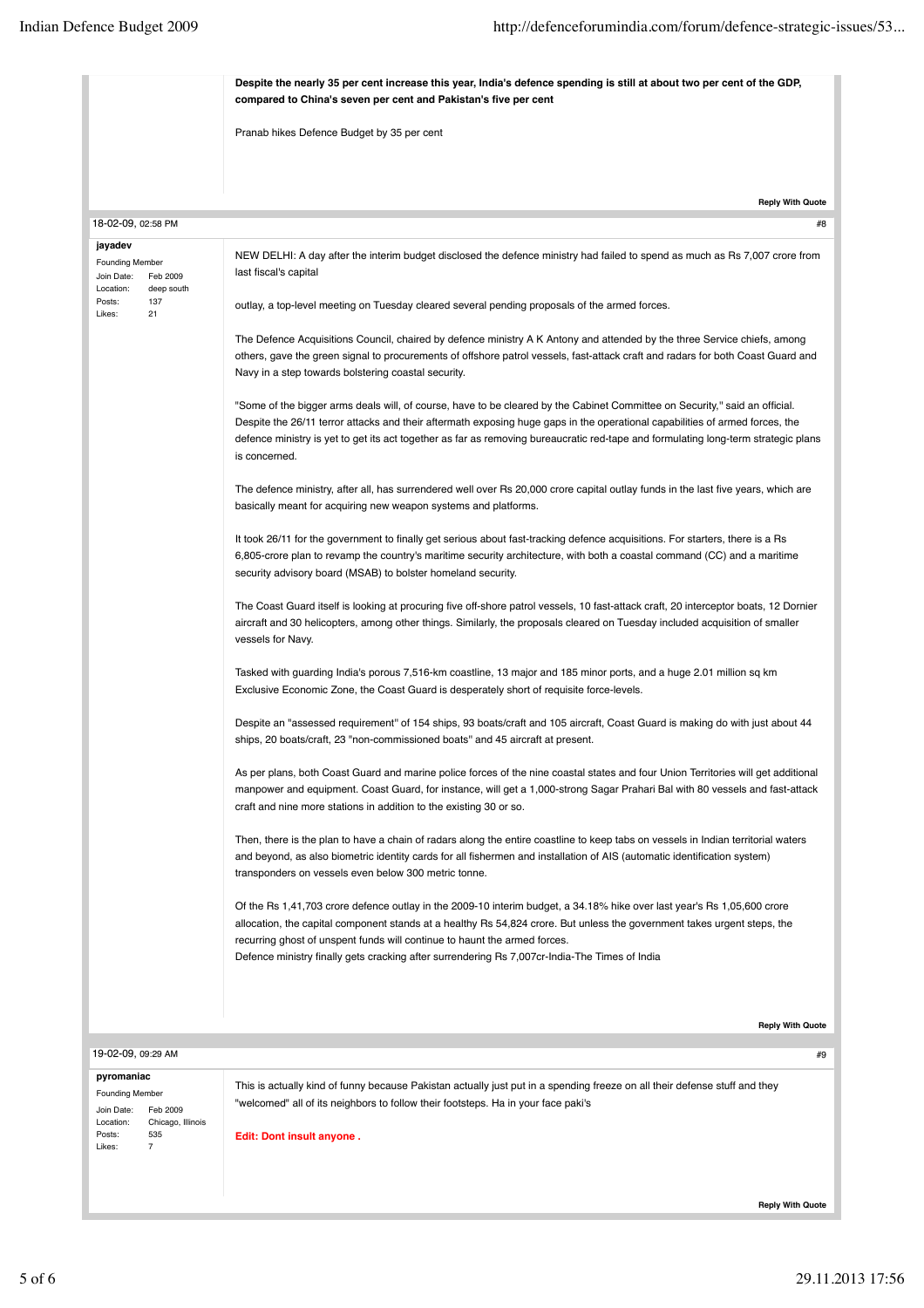**Despite the nearly 35 per cent increase this year, India's defence spending is still at about two per cent of the GDP, compared to China's seven per cent and Pakistan's five per cent**

Pranab hikes Defence Budget by 35 per cent

Reply With Quote

18-02-09, 02:58 PM #8

**jayadev**
Founding Member
Join Date: Feb 2009
Location: deep south
Posts: 137
Likes: 21

NEW DELHI: A day after the interim budget disclosed the defence ministry had failed to spend as much as Rs 7,007 crore from last fiscal's capital

outlay, a top-level meeting on Tuesday cleared several pending proposals of the armed forces.

The Defence Acquisitions Council, chaired by defence ministry A K Antony and attended by the three Service chiefs, among others, gave the green signal to procurements of offshore patrol vessels, fast-attack craft and radars for both Coast Guard and Navy in a step towards bolstering coastal security.

"Some of the bigger arms deals will, of course, have to be cleared by the Cabinet Committee on Security," said an official. Despite the 26/11 terror attacks and their aftermath exposing huge gaps in the operational capabilities of armed forces, the defence ministry is yet to get its act together as far as removing bureaucratic red-tape and formulating long-term strategic plans is concerned.

The defence ministry, after all, has surrendered well over Rs 20,000 crore capital outlay funds in the last five years, which are basically meant for acquiring new weapon systems and platforms.

It took 26/11 for the government to finally get serious about fast-tracking defence acquisitions. For starters, there is a Rs 6,805-crore plan to revamp the country's maritime security architecture, with both a coastal command (CC) and a maritime security advisory board (MSAB) to bolster homeland security.

The Coast Guard itself is looking at procuring five off-shore patrol vessels, 10 fast-attack craft, 20 interceptor boats, 12 Dornier aircraft and 30 helicopters, among other things. Similarly, the proposals cleared on Tuesday included acquisition of smaller vessels for Navy.

Tasked with guarding India's porous 7,516-km coastline, 13 major and 185 minor ports, and a huge 2.01 million sq km Exclusive Economic Zone, the Coast Guard is desperately short of requisite force-levels.

Despite an "assessed requirement" of 154 ships, 93 boats/craft and 105 aircraft, Coast Guard is making do with just about 44 ships, 20 boats/craft, 23 "non-commissioned boats" and 45 aircraft at present.

As per plans, both Coast Guard and marine police forces of the nine coastal states and four Union Territories will get additional manpower and equipment. Coast Guard, for instance, will get a 1,000-strong Sagar Prahari Bal with 80 vessels and fast-attack craft and nine more stations in addition to the existing 30 or so.

Then, there is the plan to have a chain of radars along the entire coastline to keep tabs on vessels in Indian territorial waters and beyond, as also biometric identity cards for all fishermen and installation of AIS (automatic identification system) transponders on vessels even below 300 metric tonne.

Of the Rs 1,41,703 crore defence outlay in the 2009-10 interim budget, a 34.18% hike over last year's Rs 1,05,600 crore allocation, the capital component stands at a healthy Rs 54,824 crore. But unless the government takes urgent steps, the recurring ghost of unspent funds will continue to haunt the armed forces.
Defence ministry finally gets cracking after surrendering Rs 7,007cr-India-The Times of India

Reply With Quote

19-02-09, 09:29 AM #9

**pyromaniac**
Founding Member
Join Date: Feb 2009
Location: Chicago, Illinois
Posts: 535
Likes: 7

This is actually kind of funny because Pakistan actually just put in a spending freeze on all their defense stuff and they "welcomed" all of its neighbors to follow their footsteps. Ha in your face paki's

**Edit: Dont insult anyone .**

Reply With Quote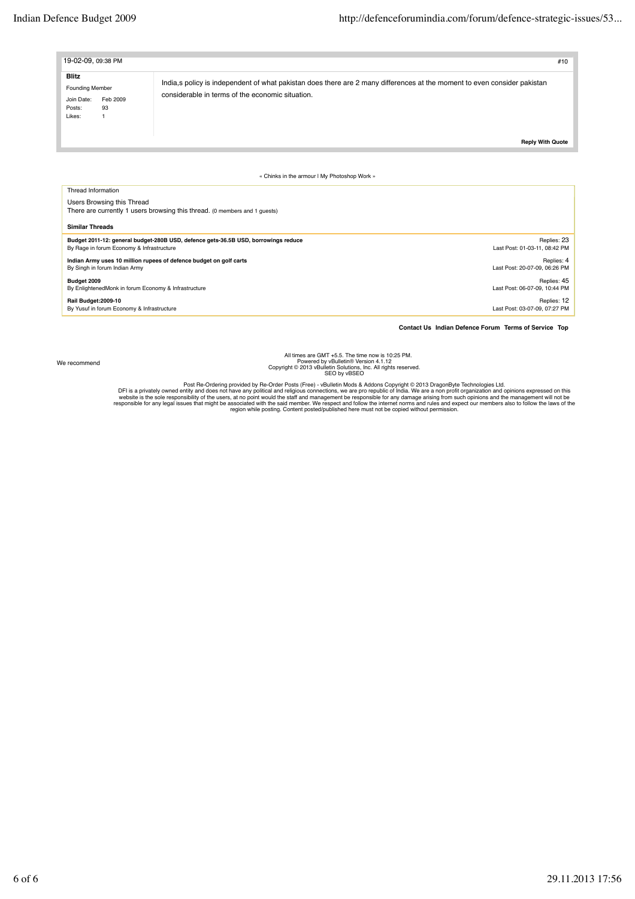19-02-09, 09:38 PM #10

**Blitz**

Founding Member

Join Date: Feb 2009

Posts: 93

Likes: 1

India,s policy is independent of what pakistan does there are 2 many differences at the moment to even consider pakistan considerable in terms of the economic situation.

**Reply With Quote**

« Chinks in the armour | My Photoshop Work »

Thread Information

Users Browsing this Thread

There are currently 1 users browsing this thread. (0 members and 1 guests)

**Similar Threads**

| | |
|---|---|
| **Budget 2011-12: general budget-280B USD, defence gets-36.5B USD, borrowings reduce** By Rage in forum Economy & Infrastructure | Replies: 23 Last Post: 01-03-11, 08:42 PM |
| **Indian Army uses 10 million rupees of defence budget on golf carts** By Singh in forum Indian Army | Replies: 4 Last Post: 20-07-09, 06:26 PM |
| **Budget 2009** By EnlightenedMonk in forum Economy & Infrastructure | Replies: 45 Last Post: 06-07-09, 10:44 PM |
| **Rail Budget:2009-10** By Yusuf in forum Economy & Infrastructure | Replies: 12 Last Post: 03-07-09, 07:27 PM |

**Contact Us Indian Defence Forum Terms of Service Top**

We recommend

All times are GMT +5.5. The time now is 10:25 PM.
Powered by vBulletin® Version 4.1.12
Copyright © 2013 vBulletin Solutions, Inc. All rights reserved.
SEO by vBSEO

Post Re-Ordering provided by Re-Order Posts (Free) - vBulletin Mods & Addons Copyright © 2013 DragonByte Technologies Ltd.
DFI is a privately owned entity and does not have any political and religious connections, we are pro republic of India. We are a non profit organization and opinions expressed on this website is the sole responsibility of the users, at no point would the staff and management be responsible for any damage arising from such opinions and the management will not be responsible for any legal issues that might be associated with the said member. We respect and follow the internet norms and rules and expect our members also to follow the laws of the region while posting. Content posted/published here must not be copied without permission.